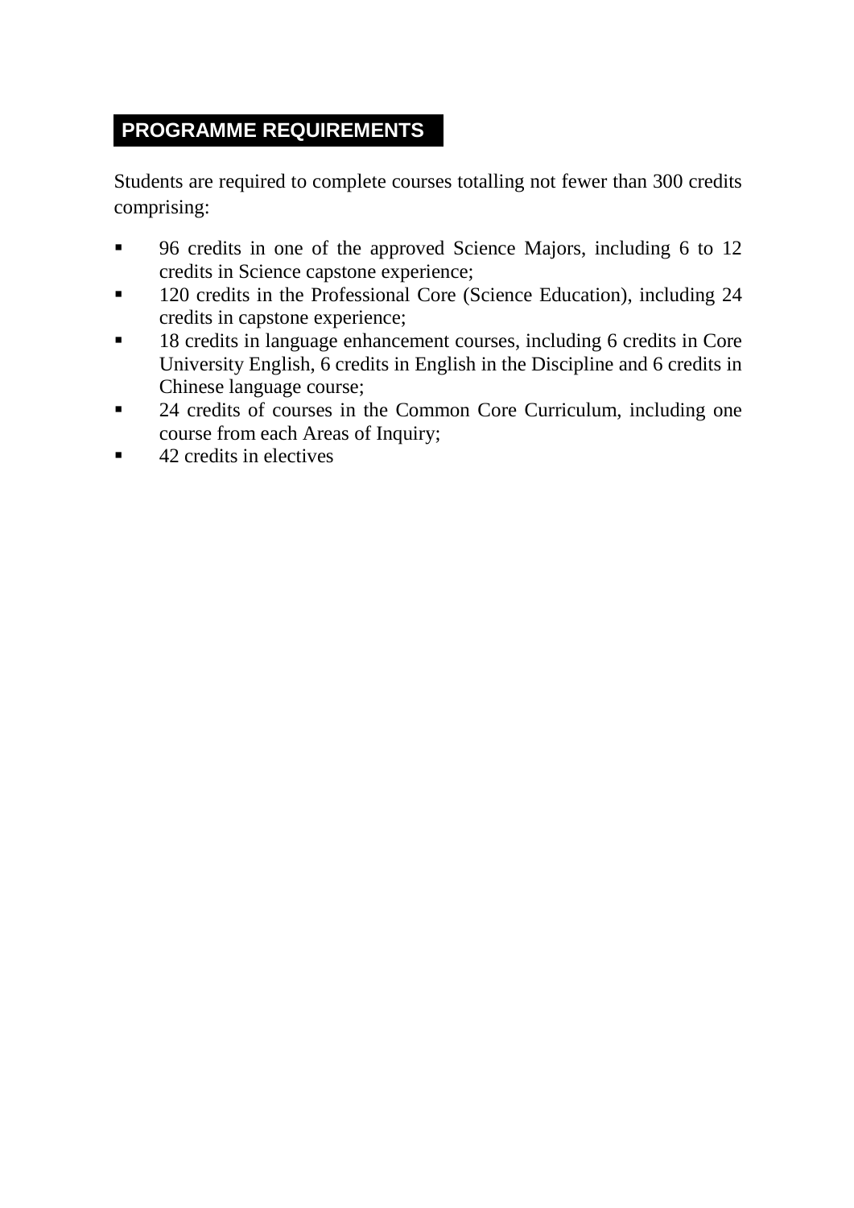## PROGRAMME REQUIREMENTS

Students are required to complete courses totalling not fewer than 300 credits comprising:

- 96 credits in one of the approved Science Majors, including 6 to 12 credits in Science capstone experience;
- 120 credits in the Professional Core (Science Education), including 24 credits in capstone experience;
- 18 credits in language enhancement courses, including 6 credits in Core University English, 6 credits in English in the Discipline and 6 credits in Chinese language course;
- 24 credits of courses in the Common Core Curriculum, including one course from each Areas of Inquiry;
- 42 credits in electives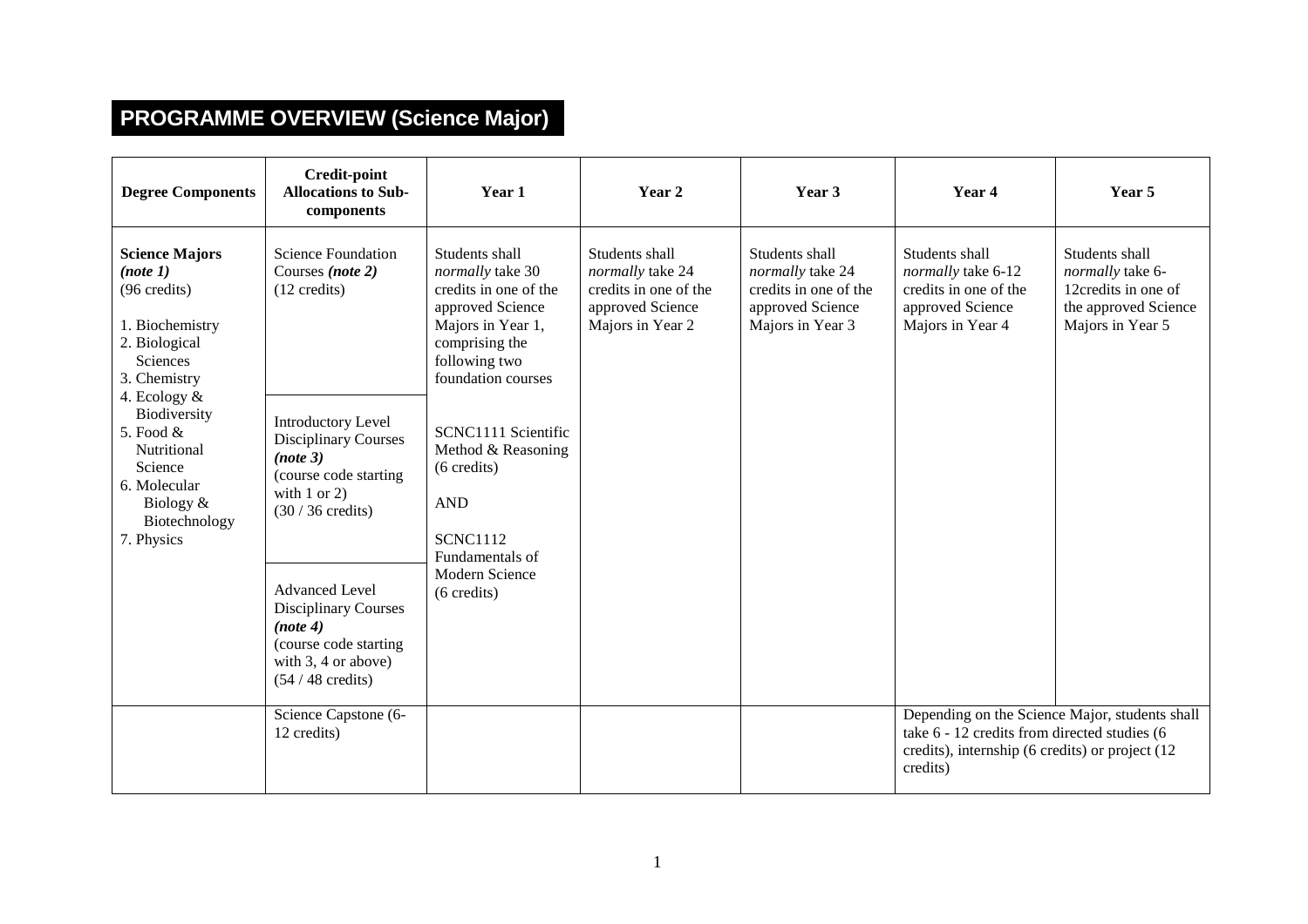# PROGRAMME OVERVIEW (Science Major)

| Degree Components | Credit-point Allocations to Sub-components | Year 1 | Year 2 | Year 3 | Year 4 | Year 5 |
|---|---|---|---|---|---|---|
| **Science Majors** ***(note 1)*** (96 credits)<br><br>1. Biochemistry<br>2. Biological Sciences<br>3. Chemistry<br>4. Ecology & Biodiversity<br>5. Food & Nutritional Science<br>6. Molecular Biology & Biotechnology<br>7. Physics | Science Foundation Courses ***(note 2)*** (12 credits) | Students shall *normally* take 30 credits in one of the approved Science Majors in Year 1, comprising the following two foundation courses | Students shall *normally* take 24 credits in one of the approved Science Majors in Year 2 | Students shall *normally* take 24 credits in one of the approved Science Majors in Year 3 | Students shall *normally* take 6-12 credits in one of the approved Science Majors in Year 4 | Students shall *normally* take 6-12credits in one of the approved Science Majors in Year 5 |
| | Introductory Level Disciplinary Courses ***(note 3)*** (course code starting with 1 or 2) (30 / 36 credits) | SCNC1111 Scientific Method & Reasoning (6 credits)<br><br>AND<br><br>SCNC1112 Fundamentals of Modern Science (6 credits) | | | | |
| | Advanced Level Disciplinary Courses ***(note 4)*** (course code starting with 3, 4 or above) (54 / 48 credits) | | | | | |
| | Science Capstone (6-12 credits) | | | | Depending on the Science Major, students shall take 6 - 12 credits from directed studies (6 credits), internship (6 credits) or project (12 credits) | |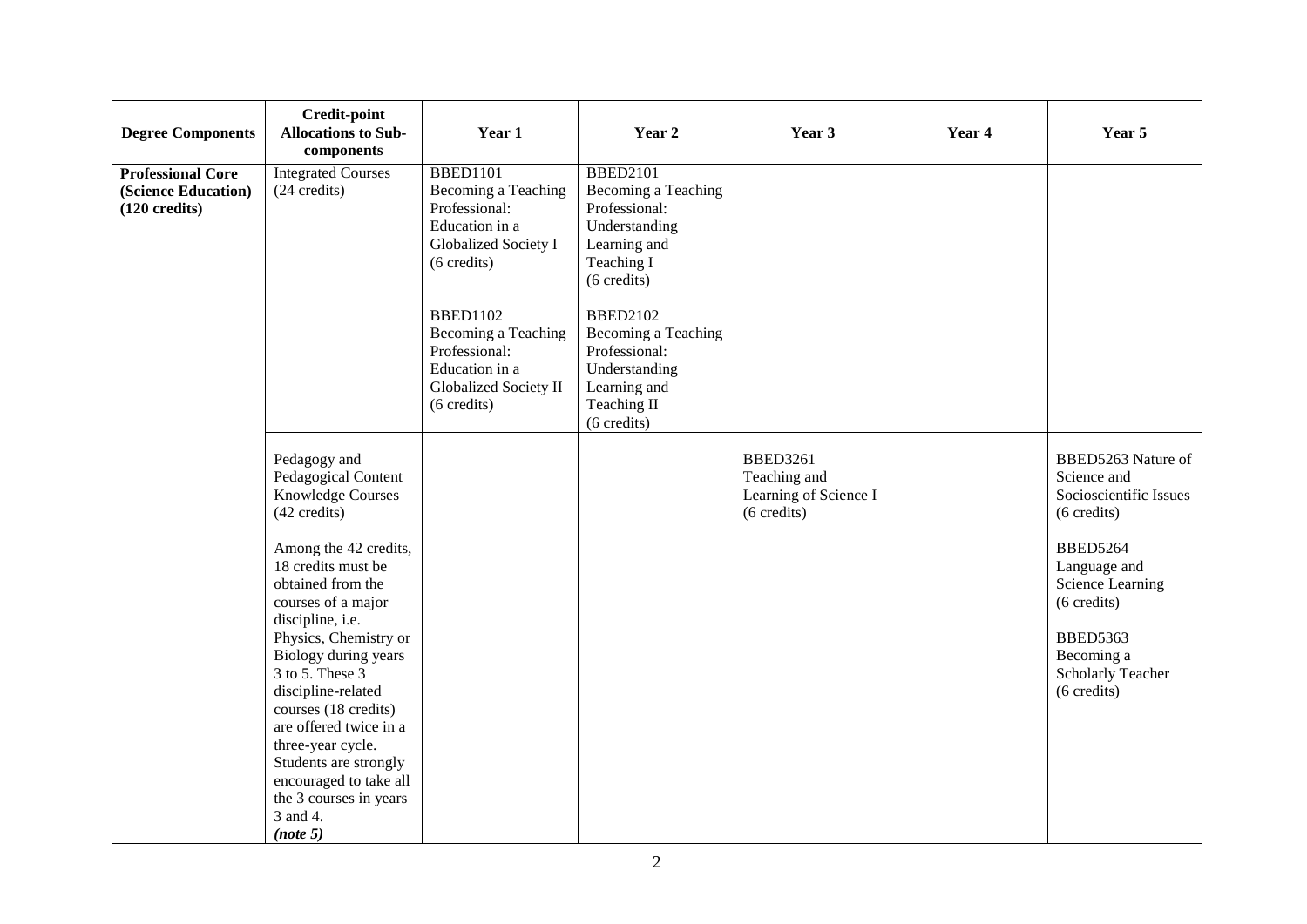| Degree Components | Credit-point Allocations to Sub-components | Year 1 | Year 2 | Year 3 | Year 4 | Year 5 |
|---|---|---|---|---|---|---|
| **Professional Core (Science Education) (120 credits)** | Integrated Courses (24 credits) | BBED1101 Becoming a Teaching Professional: Education in a Globalized Society I (6 credits)<br><br>BBED1102 Becoming a Teaching Professional: Education in a Globalized Society II (6 credits) | BBED2101 Becoming a Teaching Professional: Understanding Learning and Teaching I (6 credits)<br><br>BBED2102 Becoming a Teaching Professional: Understanding Learning and Teaching II (6 credits) | | | |
| | Pedagogy and Pedagogical Content Knowledge Courses (42 credits)<br><br>Among the 42 credits, 18 credits must be obtained from the courses of a major discipline, i.e. Physics, Chemistry or Biology during years 3 to 5. These 3 discipline-related courses (18 credits) are offered twice in a three-year cycle. Students are strongly encouraged to take all the 3 courses in years 3 and 4. ***(note 5)*** | | | BBED3261 Teaching and Learning of Science I (6 credits) | | BBED5263 Nature of Science and Socioscientific Issues (6 credits)<br><br>BBED5264 Language and Science Learning (6 credits)<br><br>BBED5363 Becoming a Scholarly Teacher (6 credits) |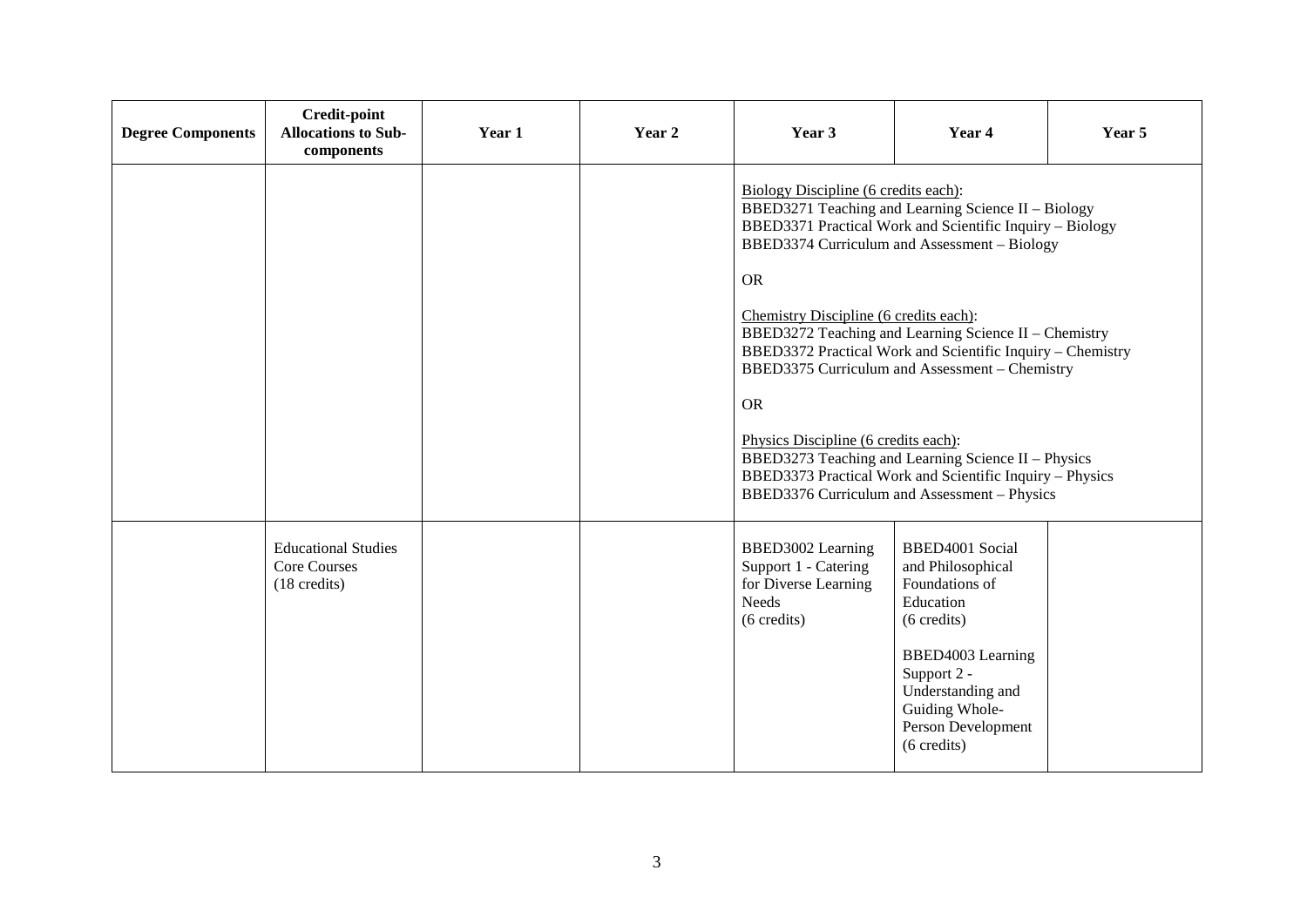| Degree Components | Credit-point Allocations to Sub-components | Year 1 | Year 2 | Year 3 | Year 4 | Year 5 |
|---|---|---|---|---|---|---|
| | | | | Biology Discipline (6 credits each):<br>BBED3271 Teaching and Learning Science II – Biology<br>BBED3371 Practical Work and Scientific Inquiry – Biology<br>BBED3374 Curriculum and Assessment – Biology<br><br>OR<br><br>Chemistry Discipline (6 credits each):<br>BBED3272 Teaching and Learning Science II – Chemistry<br>BBED3372 Practical Work and Scientific Inquiry – Chemistry<br>BBED3375 Curriculum and Assessment – Chemistry<br><br>OR<br><br>Physics Discipline (6 credits each):<br>BBED3273 Teaching and Learning Science II – Physics<br>BBED3373 Practical Work and Scientific Inquiry – Physics<br>BBED3376 Curriculum and Assessment – Physics | | |
| | Educational Studies Core Courses (18 credits) | | | BBED3002 Learning Support 1 - Catering for Diverse Learning Needs (6 credits) | BBED4001 Social and Philosophical Foundations of Education (6 credits)<br><br>BBED4003 Learning Support 2 - Understanding and Guiding Whole-Person Development (6 credits) | |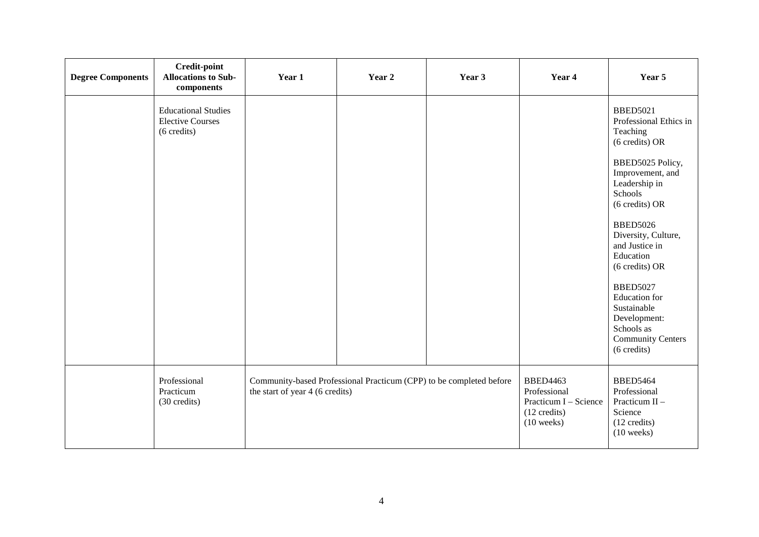| Degree Components | Credit-point Allocations to Sub-components | Year 1 | Year 2 | Year 3 | Year 4 | Year 5 |
|---|---|---|---|---|---|---|
| | Educational Studies Elective Courses (6 credits) | | | | | BBED5021 Professional Ethics in Teaching (6 credits) OR<br><br>BBED5025 Policy, Improvement, and Leadership in Schools (6 credits) OR<br><br>BBED5026 Diversity, Culture, and Justice in Education (6 credits) OR<br><br>BBED5027 Education for Sustainable Development: Schools as Community Centers (6 credits) |
| | Professional Practicum (30 credits) | Community-based Professional Practicum (CPP) to be completed before the start of year 4 (6 credits) | | | BBED4463 Professional Practicum I – Science (12 credits) (10 weeks) | BBED5464 Professional Practicum II – Science (12 credits) (10 weeks) |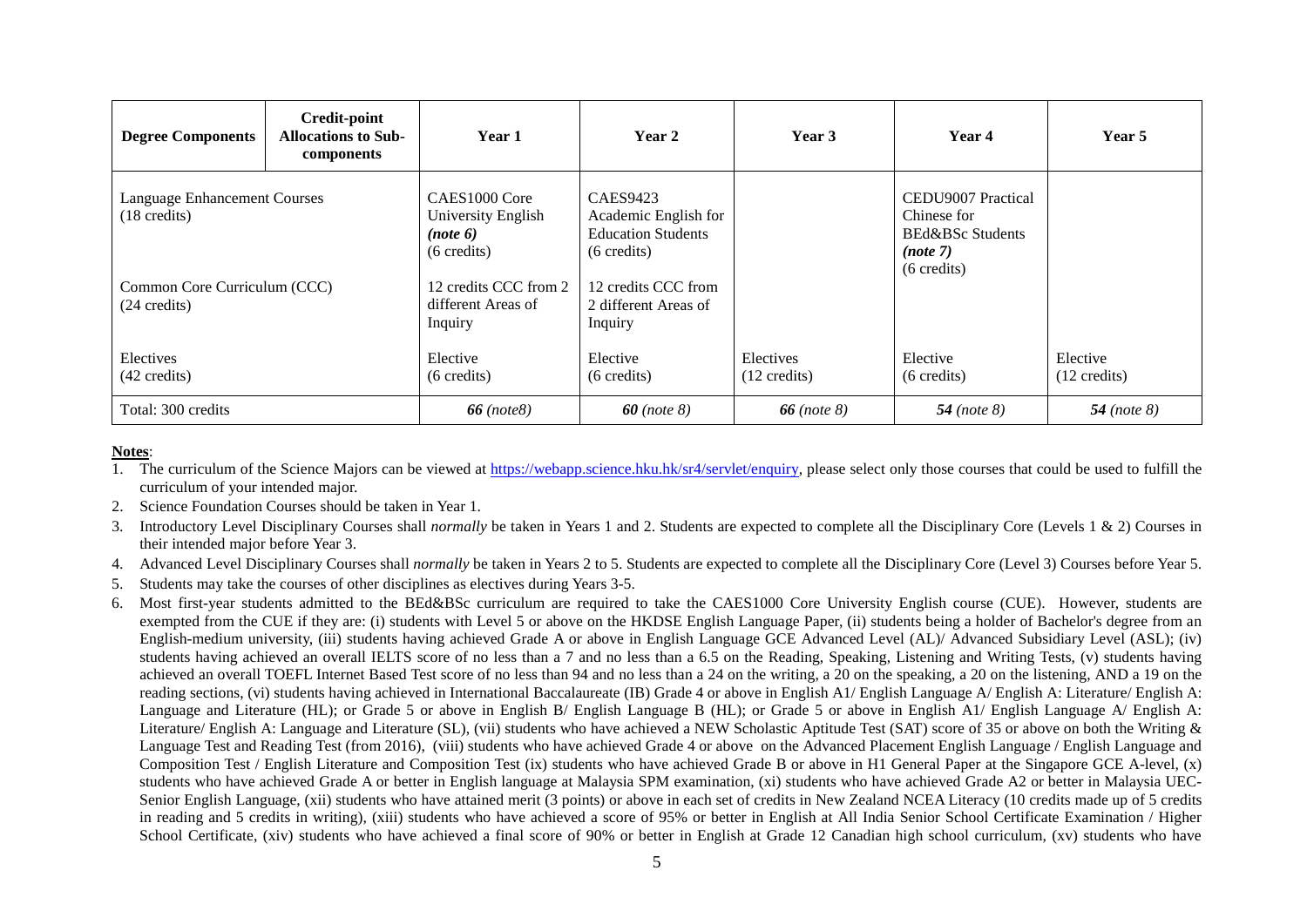| Degree Components | Credit-point Allocations to Sub-components | Year 1 | Year 2 | Year 3 | Year 4 | Year 5 |
|---|---|---|---|---|---|---|
| Language Enhancement Courses (18 credits) | | CAES1000 Core University English ***(note 6)*** (6 credits) | CAES9423 Academic English for Education Students (6 credits) | | CEDU9007 Practical Chinese for BEd&BSc Students ***(note 7)*** (6 credits) | |
| Common Core Curriculum (CCC) (24 credits) | | 12 credits CCC from 2 different Areas of Inquiry | 12 credits CCC from 2 different Areas of Inquiry | | | |
| Electives (42 credits) | | Elective (6 credits) | Elective (6 credits) | Electives (12 credits) | Elective (6 credits) | Elective (12 credits) |
| Total: 300 credits | | ***66*** *(note8)* | ***60*** *(note 8)* | ***66*** *(note 8)* | ***54*** *(note 8)* | ***54*** *(note 8)* |

**Notes**:

1. The curriculum of the Science Majors can be viewed at https://webapp.science.hku.hk/sr4/servlet/enquiry, please select only those courses that could be used to fulfill the curriculum of your intended major.
2. Science Foundation Courses should be taken in Year 1.
3. Introductory Level Disciplinary Courses shall *normally* be taken in Years 1 and 2. Students are expected to complete all the Disciplinary Core (Levels 1 & 2) Courses in their intended major before Year 3.
4. Advanced Level Disciplinary Courses shall *normally* be taken in Years 2 to 5. Students are expected to complete all the Disciplinary Core (Level 3) Courses before Year 5.
5. Students may take the courses of other disciplines as electives during Years 3-5.
6. Most first-year students admitted to the BEd&BSc curriculum are required to take the CAES1000 Core University English course (CUE). However, students are exempted from the CUE if they are: (i) students with Level 5 or above on the HKDSE English Language Paper, (ii) students being a holder of Bachelor's degree from an English-medium university, (iii) students having achieved Grade A or above in English Language GCE Advanced Level (AL)/ Advanced Subsidiary Level (ASL); (iv) students having achieved an overall IELTS score of no less than a 7 and no less than a 6.5 on the Reading, Speaking, Listening and Writing Tests, (v) students having achieved an overall TOEFL Internet Based Test score of no less than 94 and no less than a 24 on the writing, a 20 on the speaking, a 20 on the listening, AND a 19 on the reading sections, (vi) students having achieved in International Baccalaureate (IB) Grade 4 or above in English A1/ English Language A/ English A: Literature/ English A: Language and Literature (HL); or Grade 5 or above in English B/ English Language B (HL); or Grade 5 or above in English A1/ English Language A/ English A: Literature/ English A: Language and Literature (SL), (vii) students who have achieved a NEW Scholastic Aptitude Test (SAT) score of 35 or above on both the Writing & Language Test and Reading Test (from 2016), (viii) students who have achieved Grade 4 or above on the Advanced Placement English Language / English Language and Composition Test / English Literature and Composition Test (ix) students who have achieved Grade B or above in H1 General Paper at the Singapore GCE A-level, (x) students who have achieved Grade A or better in English language at Malaysia SPM examination, (xi) students who have achieved Grade A2 or better in Malaysia UEC-Senior English Language, (xii) students who have attained merit (3 points) or above in each set of credits in New Zealand NCEA Literacy (10 credits made up of 5 credits in reading and 5 credits in writing), (xiii) students who have achieved a score of 95% or better in English at All India Senior School Certificate Examination / Higher School Certificate, (xiv) students who have achieved a final score of 90% or better in English at Grade 12 Canadian high school curriculum, (xv) students who have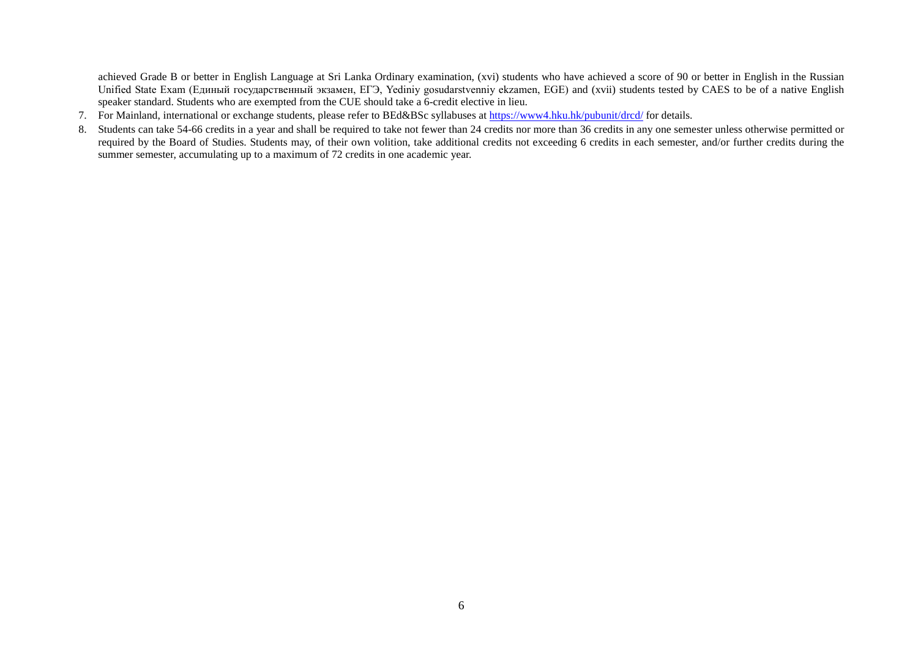achieved Grade B or better in English Language at Sri Lanka Ordinary examination, (xvi) students who have achieved a score of 90 or better in English in the Russian Unified State Exam (Единый государственный экзамен, ЕГЭ, Yediniy gosudarstvenniy ekzamen, EGE) and (xvii) students tested by CAES to be of a native English speaker standard. Students who are exempted from the CUE should take a 6-credit elective in lieu.

7. For Mainland, international or exchange students, please refer to BEd&BSc syllabuses at https://www4.hku.hk/pubunit/drcd/ for details.
8. Students can take 54-66 credits in a year and shall be required to take not fewer than 24 credits nor more than 36 credits in any one semester unless otherwise permitted or required by the Board of Studies. Students may, of their own volition, take additional credits not exceeding 6 credits in each semester, and/or further credits during the summer semester, accumulating up to a maximum of 72 credits in one academic year.